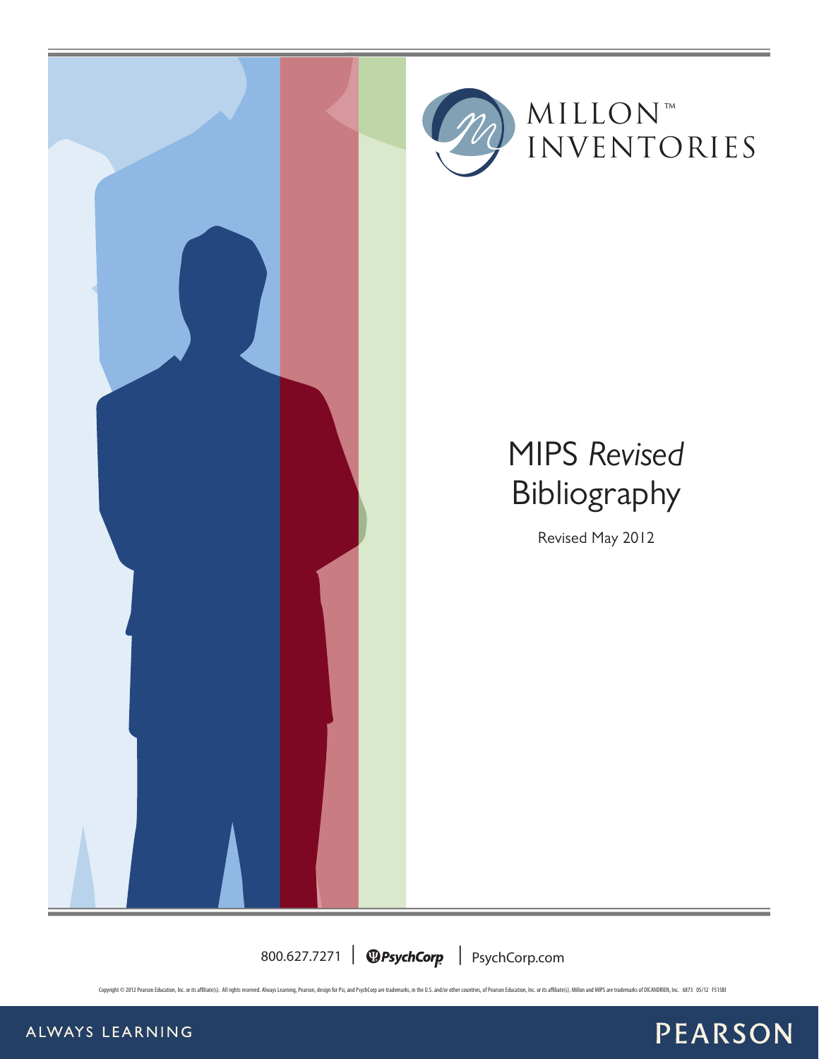# MILLON™ INVENTORIES

# MIPS *Revised* Bibliography

Revised May 2012

800.627.7271 | PsychCorp | PsychCorp.com

Copyright © 2012 Pearson Education, Inc. or its affiliate(s). All rights reserved. Always Learning, Pearson, design for Psi, and PsychCorp are trademarks, in the U.S. and/or other countries, of Pearson Education, Inc. or its affiliate(s). Millon and MIPS are trademarks of DICANDRIEN, Inc. 6873 05/12 F515BI

ALWAYS LEARNING PEARSON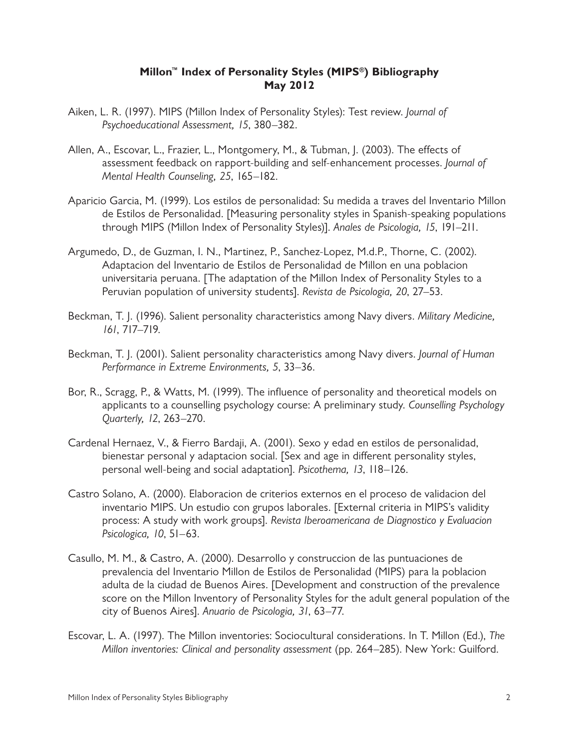## Millon™ Index of Personality Styles (MIPS®) Bibliography
## May 2012

Aiken, L. R. (1997). MIPS (Millon Index of Personality Styles): Test review. *Journal of Psychoeducational Assessment, 15*, 380–382.

Allen, A., Escovar, L., Frazier, L., Montgomery, M., & Tubman, J. (2003). The effects of assessment feedback on rapport-building and self-enhancement processes. *Journal of Mental Health Counseling, 25*, 165–182.

Aparicio Garcia, M. (1999). Los estilos de personalidad: Su medida a traves del Inventario Millon de Estilos de Personalidad. [Measuring personality styles in Spanish-speaking populations through MIPS (Millon Index of Personality Styles)]. *Anales de Psicologia, 15*, 191–211.

Argumedo, D., de Guzman, I. N., Martinez, P., Sanchez-Lopez, M.d.P., Thorne, C. (2002). Adaptacion del Inventario de Estilos de Personalidad de Millon en una poblacion universitaria peruana. [The adaptation of the Millon Index of Personality Styles to a Peruvian population of university students]. *Revista de Psicologia, 20*, 27–53.

Beckman, T. J. (1996). Salient personality characteristics among Navy divers. *Military Medicine, 161*, 717–719.

Beckman, T. J. (2001). Salient personality characteristics among Navy divers. *Journal of Human Performance in Extreme Environments, 5*, 33–36.

Bor, R., Scragg, P., & Watts, M. (1999). The influence of personality and theoretical models on applicants to a counselling psychology course: A preliminary study. *Counselling Psychology Quarterly, 12*, 263–270.

Cardenal Hernaez, V., & Fierro Bardaji, A. (2001). Sexo y edad en estilos de personalidad, bienestar personal y adaptacion social. [Sex and age in different personality styles, personal well-being and social adaptation]. *Psicothema, 13*, 118–126.

Castro Solano, A. (2000). Elaboracion de criterios externos en el proceso de validacion del inventario MIPS. Un estudio con grupos laborales. [External criteria in MIPS's validity process: A study with work groups]. *Revista Iberoamericana de Diagnostico y Evaluacion Psicologica, 10*, 51–63.

Casullo, M. M., & Castro, A. (2000). Desarrollo y construccion de las puntuaciones de prevalencia del Inventario Millon de Estilos de Personalidad (MIPS) para la poblacion adulta de la ciudad de Buenos Aires. [Development and construction of the prevalence score on the Millon Inventory of Personality Styles for the adult general population of the city of Buenos Aires]. *Anuario de Psicologia, 31*, 63–77.

Escovar, L. A. (1997). The Millon inventories: Sociocultural considerations. In T. Millon (Ed.), *The Millon inventories: Clinical and personality assessment* (pp. 264–285). New York: Guilford.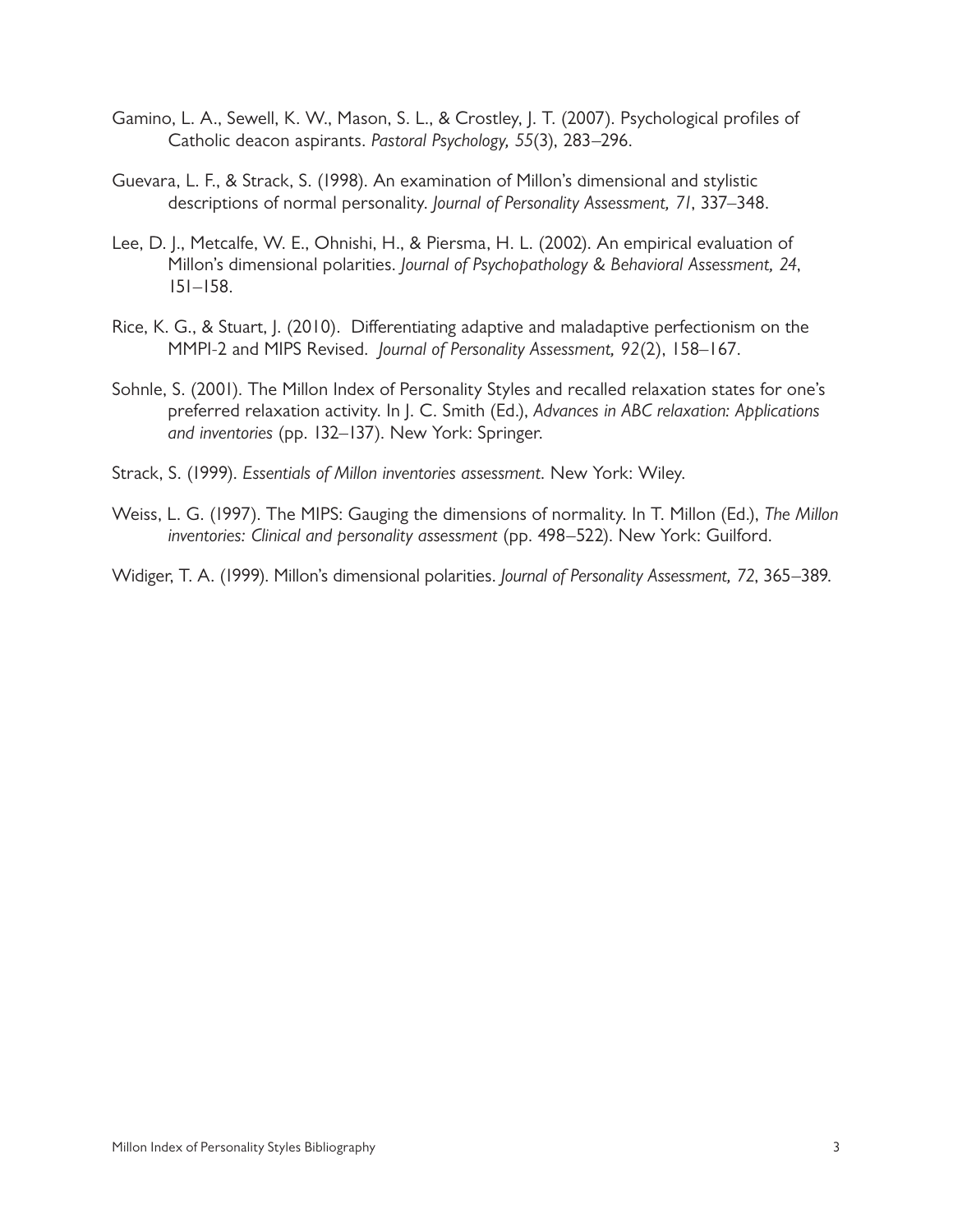Gamino, L. A., Sewell, K. W., Mason, S. L., & Crostley, J. T. (2007). Psychological profiles of Catholic deacon aspirants. *Pastoral Psychology, 55*(3), 283–296.

Guevara, L. F., & Strack, S. (1998). An examination of Millon's dimensional and stylistic descriptions of normal personality. *Journal of Personality Assessment, 71*, 337–348.

Lee, D. J., Metcalfe, W. E., Ohnishi, H., & Piersma, H. L. (2002). An empirical evaluation of Millon's dimensional polarities. *Journal of Psychopathology & Behavioral Assessment, 24*, 151–158.

Rice, K. G., & Stuart, J. (2010). Differentiating adaptive and maladaptive perfectionism on the MMPI-2 and MIPS Revised. *Journal of Personality Assessment, 92*(2), 158–167.

Sohnle, S. (2001). The Millon Index of Personality Styles and recalled relaxation states for one's preferred relaxation activity. In J. C. Smith (Ed.), *Advances in ABC relaxation: Applications and inventories* (pp. 132–137). New York: Springer.

Strack, S. (1999). *Essentials of Millon inventories assessment*. New York: Wiley.

Weiss, L. G. (1997). The MIPS: Gauging the dimensions of normality. In T. Millon (Ed.), *The Millon inventories: Clinical and personality assessment* (pp. 498–522). New York: Guilford.

Widiger, T. A. (1999). Millon's dimensional polarities. *Journal of Personality Assessment, 72*, 365–389.